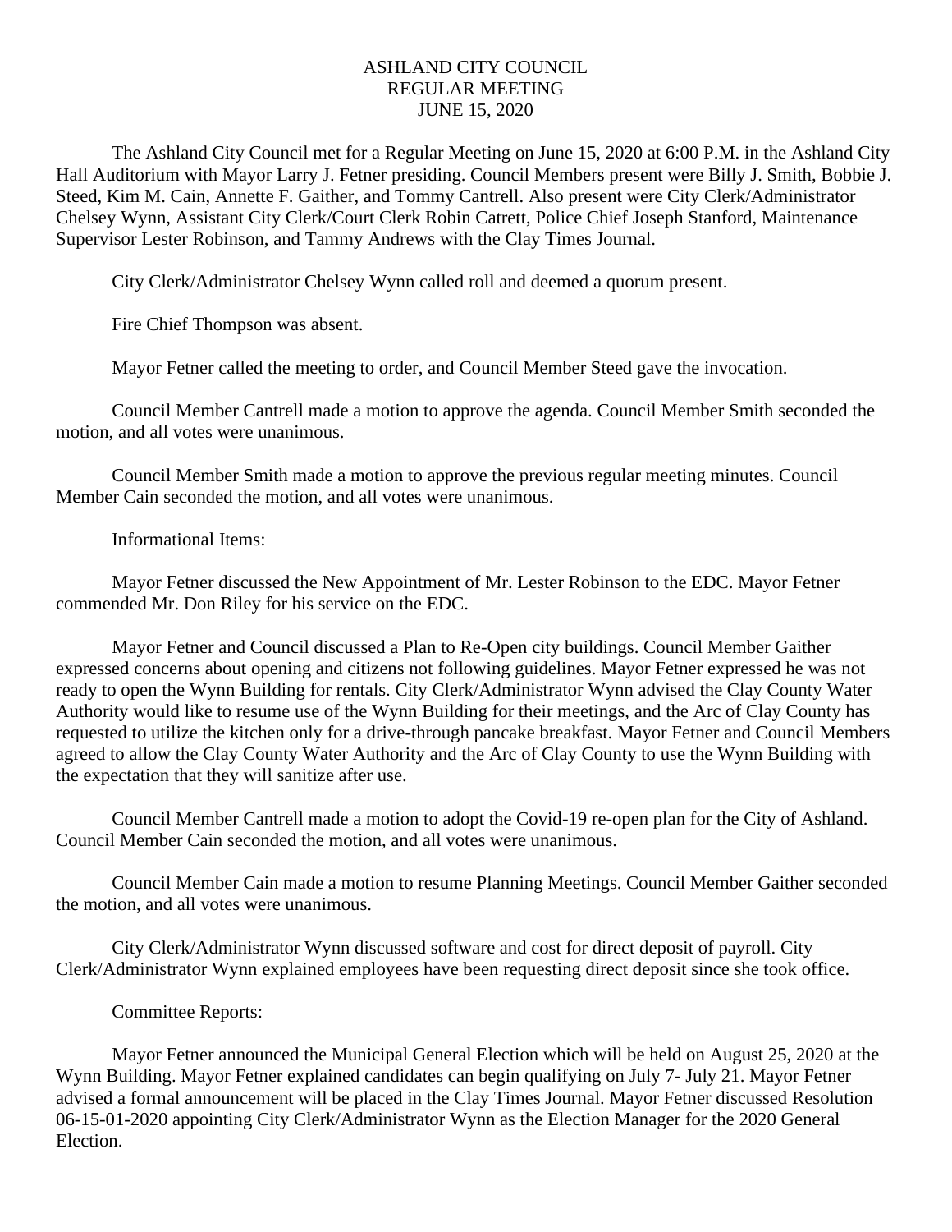# ASHLAND CITY COUNCIL
## REGULAR MEETING
## JUNE 15, 2020

The Ashland City Council met for a Regular Meeting on June 15, 2020 at 6:00 P.M. in the Ashland City Hall Auditorium with Mayor Larry J. Fetner presiding. Council Members present were Billy J. Smith, Bobbie J. Steed, Kim M. Cain, Annette F. Gaither, and Tommy Cantrell. Also present were City Clerk/Administrator Chelsey Wynn, Assistant City Clerk/Court Clerk Robin Catrett, Police Chief Joseph Stanford, Maintenance Supervisor Lester Robinson, and Tammy Andrews with the Clay Times Journal.

City Clerk/Administrator Chelsey Wynn called roll and deemed a quorum present.

Fire Chief Thompson was absent.

Mayor Fetner called the meeting to order, and Council Member Steed gave the invocation.

Council Member Cantrell made a motion to approve the agenda. Council Member Smith seconded the motion, and all votes were unanimous.

Council Member Smith made a motion to approve the previous regular meeting minutes. Council Member Cain seconded the motion, and all votes were unanimous.

Informational Items:

Mayor Fetner discussed the New Appointment of Mr. Lester Robinson to the EDC. Mayor Fetner commended Mr. Don Riley for his service on the EDC.

Mayor Fetner and Council discussed a Plan to Re-Open city buildings. Council Member Gaither expressed concerns about opening and citizens not following guidelines. Mayor Fetner expressed he was not ready to open the Wynn Building for rentals. City Clerk/Administrator Wynn advised the Clay County Water Authority would like to resume use of the Wynn Building for their meetings, and the Arc of Clay County has requested to utilize the kitchen only for a drive-through pancake breakfast. Mayor Fetner and Council Members agreed to allow the Clay County Water Authority and the Arc of Clay County to use the Wynn Building with the expectation that they will sanitize after use.

Council Member Cantrell made a motion to adopt the Covid-19 re-open plan for the City of Ashland. Council Member Cain seconded the motion, and all votes were unanimous.

Council Member Cain made a motion to resume Planning Meetings. Council Member Gaither seconded the motion, and all votes were unanimous.

City Clerk/Administrator Wynn discussed software and cost for direct deposit of payroll. City Clerk/Administrator Wynn explained employees have been requesting direct deposit since she took office.

Committee Reports:

Mayor Fetner announced the Municipal General Election which will be held on August 25, 2020 at the Wynn Building. Mayor Fetner explained candidates can begin qualifying on July 7- July 21. Mayor Fetner advised a formal announcement will be placed in the Clay Times Journal. Mayor Fetner discussed Resolution 06-15-01-2020 appointing City Clerk/Administrator Wynn as the Election Manager for the 2020 General Election.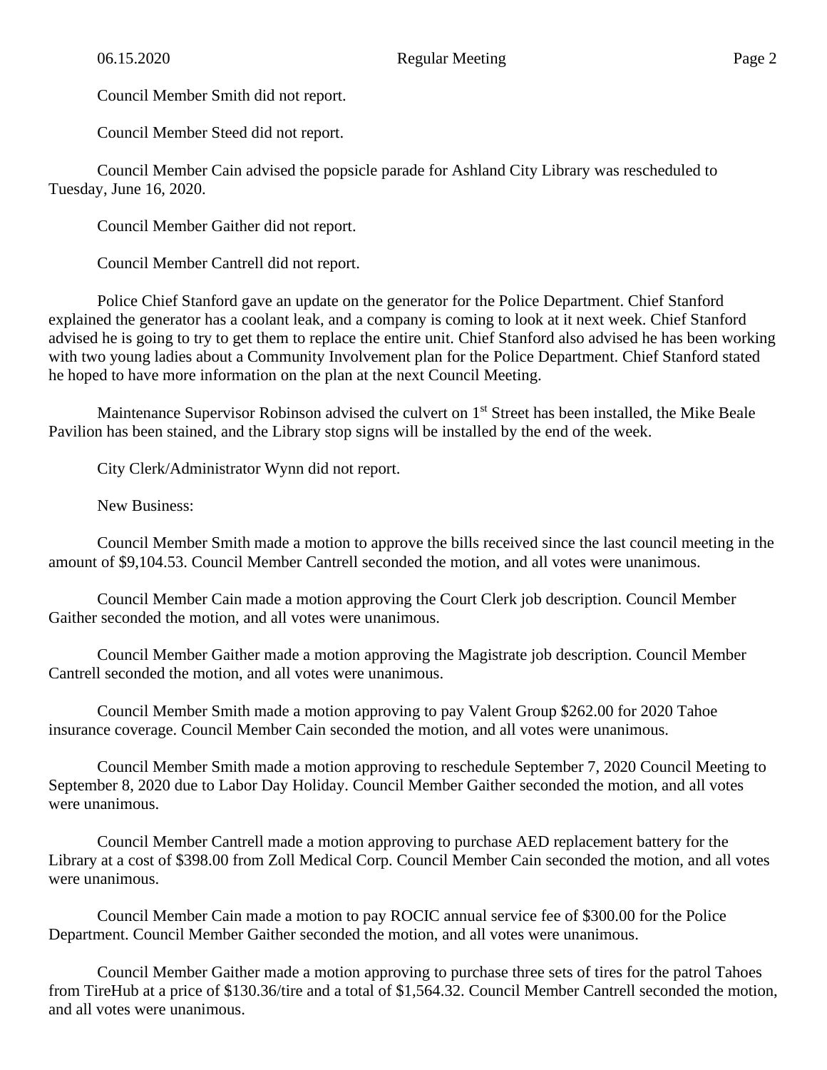Council Member Smith did not report.

Council Member Steed did not report.

Council Member Cain advised the popsicle parade for Ashland City Library was rescheduled to Tuesday, June 16, 2020.

Council Member Gaither did not report.

Council Member Cantrell did not report.

Police Chief Stanford gave an update on the generator for the Police Department. Chief Stanford explained the generator has a coolant leak, and a company is coming to look at it next week. Chief Stanford advised he is going to try to get them to replace the entire unit. Chief Stanford also advised he has been working with two young ladies about a Community Involvement plan for the Police Department. Chief Stanford stated he hoped to have more information on the plan at the next Council Meeting.

Maintenance Supervisor Robinson advised the culvert on 1st Street has been installed, the Mike Beale Pavilion has been stained, and the Library stop signs will be installed by the end of the week.

City Clerk/Administrator Wynn did not report.

New Business:

Council Member Smith made a motion to approve the bills received since the last council meeting in the amount of $9,104.53. Council Member Cantrell seconded the motion, and all votes were unanimous.

Council Member Cain made a motion approving the Court Clerk job description. Council Member Gaither seconded the motion, and all votes were unanimous.

Council Member Gaither made a motion approving the Magistrate job description. Council Member Cantrell seconded the motion, and all votes were unanimous.

Council Member Smith made a motion approving to pay Valent Group $262.00 for 2020 Tahoe insurance coverage. Council Member Cain seconded the motion, and all votes were unanimous.

Council Member Smith made a motion approving to reschedule September 7, 2020 Council Meeting to September 8, 2020 due to Labor Day Holiday. Council Member Gaither seconded the motion, and all votes were unanimous.

Council Member Cantrell made a motion approving to purchase AED replacement battery for the Library at a cost of $398.00 from Zoll Medical Corp. Council Member Cain seconded the motion, and all votes were unanimous.

Council Member Cain made a motion to pay ROCIC annual service fee of $300.00 for the Police Department. Council Member Gaither seconded the motion, and all votes were unanimous.

Council Member Gaither made a motion approving to purchase three sets of tires for the patrol Tahoes from TireHub at a price of $130.36/tire and a total of $1,564.32. Council Member Cantrell seconded the motion, and all votes were unanimous.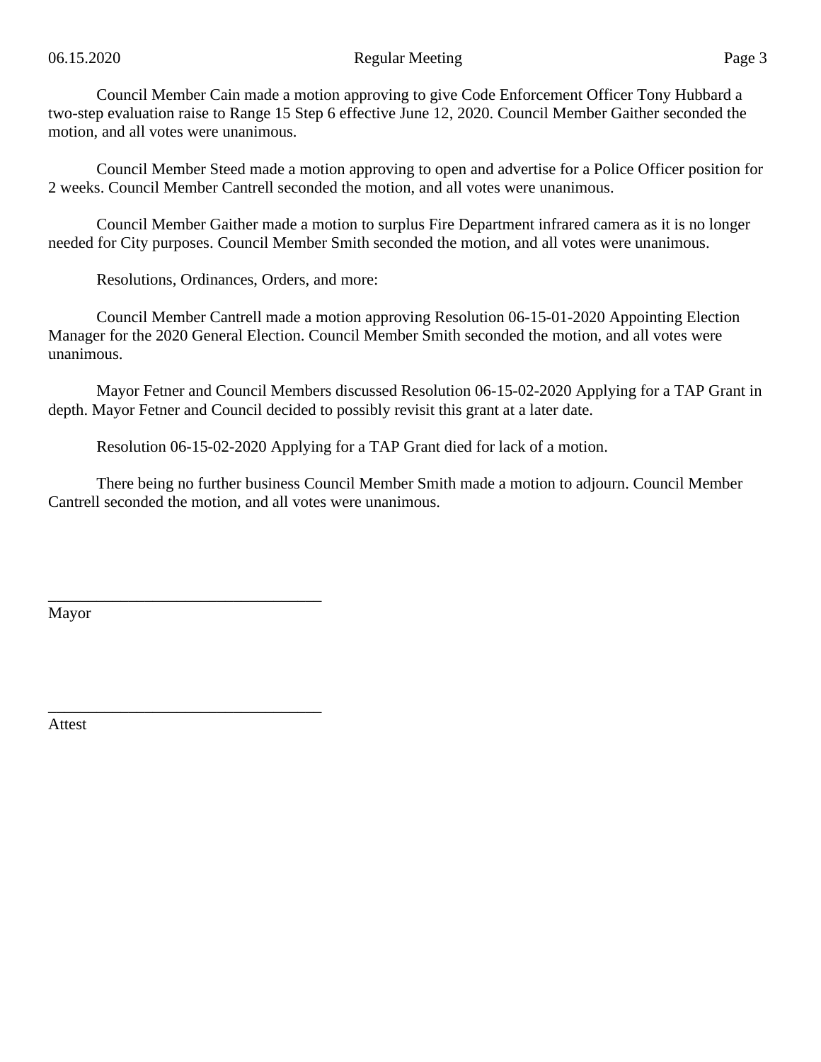Council Member Cain made a motion approving to give Code Enforcement Officer Tony Hubbard a two-step evaluation raise to Range 15 Step 6 effective June 12, 2020. Council Member Gaither seconded the motion, and all votes were unanimous.

Council Member Steed made a motion approving to open and advertise for a Police Officer position for 2 weeks. Council Member Cantrell seconded the motion, and all votes were unanimous.

Council Member Gaither made a motion to surplus Fire Department infrared camera as it is no longer needed for City purposes. Council Member Smith seconded the motion, and all votes were unanimous.

Resolutions, Ordinances, Orders, and more:

Council Member Cantrell made a motion approving Resolution 06-15-01-2020 Appointing Election Manager for the 2020 General Election. Council Member Smith seconded the motion, and all votes were unanimous.

Mayor Fetner and Council Members discussed Resolution 06-15-02-2020 Applying for a TAP Grant in depth. Mayor Fetner and Council decided to possibly revisit this grant at a later date.

Resolution 06-15-02-2020 Applying for a TAP Grant died for lack of a motion.

There being no further business Council Member Smith made a motion to adjourn. Council Member Cantrell seconded the motion, and all votes were unanimous.

\_\_\_\_\_\_\_\_\_\_\_\_\_\_\_\_\_\_\_\_\_\_\_\_\_\_\_\_\_\_\_\_\_\_
Mayor

\_\_\_\_\_\_\_\_\_\_\_\_\_\_\_\_\_\_\_\_\_\_\_\_\_\_\_\_\_\_\_\_\_\_
Attest